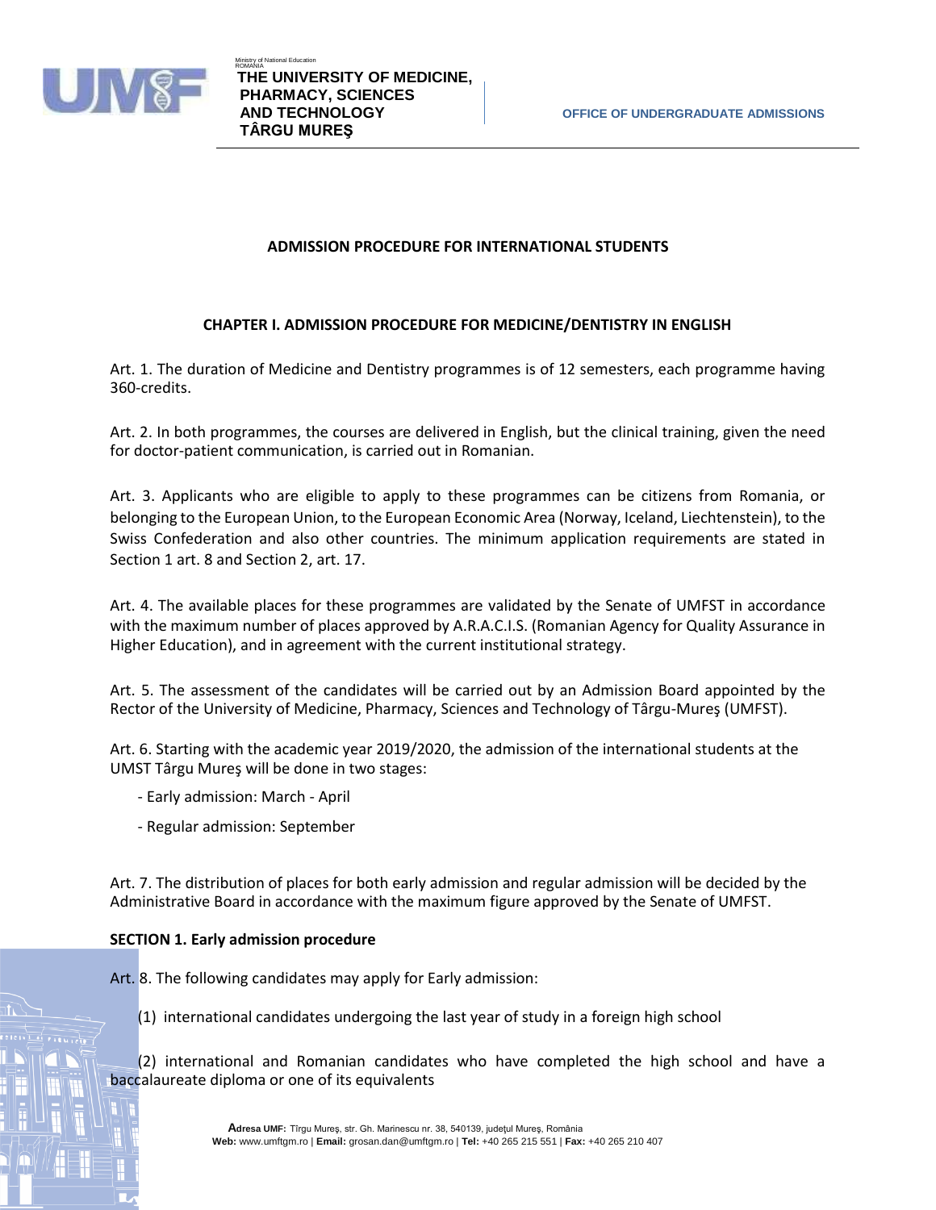# ADMISSION PROCEDURE FOR INTERNATIONAL STUDENTS

## CHAPTER I. ADMISSION PROCEDURE FOR MEDICINE/DENTISTRY IN ENGLISH

Art. 1. The duration of Medicine and Dentistry programmes is of 12 semesters, each programme having 360-credits.

Art. 2. In both programmes, the courses are delivered in English, but the clinical training, given the need for doctor-patient communication, is carried out in Romanian.

Art. 3. Applicants who are eligible to apply to these programmes can be citizens from Romania, or belonging to the European Union, to the European Economic Area (Norway, Iceland, Liechtenstein), to the Swiss Confederation and also other countries. The minimum application requirements are stated in Section 1 art. 8 and Section 2, art. 17.

Art. 4. The available places for these programmes are validated by the Senate of UMFST in accordance with the maximum number of places approved by A.R.A.C.I.S. (Romanian Agency for Quality Assurance in Higher Education), and in agreement with the current institutional strategy.

Art. 5. The assessment of the candidates will be carried out by an Admission Board appointed by the Rector of the University of Medicine, Pharmacy, Sciences and Technology of Târgu-Mureş (UMFST).

Art. 6. Starting with the academic year 2019/2020, the admission of the international students at the UMST Târgu Mureş will be done in two stages:

- Early admission: March - April
- Regular admission: September

Art. 7. The distribution of places for both early admission and regular admission will be decided by the Administrative Board in accordance with the maximum figure approved by the Senate of UMFST.

**SECTION 1. Early admission procedure**

Art. 8. The following candidates may apply for Early admission:

(1) international candidates undergoing the last year of study in a foreign high school

(2) international and Romanian candidates who have completed the high school and have a baccalaureate diploma or one of its equivalents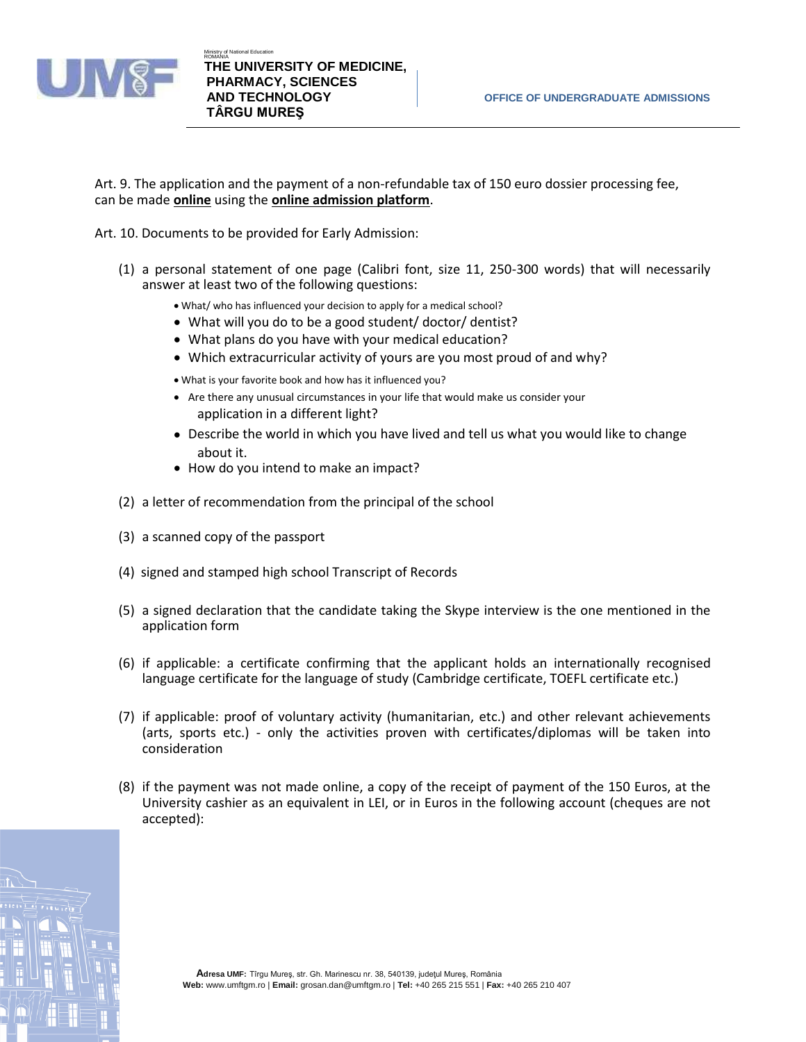Art. 9. The application and the payment of a non-refundable tax of 150 euro dossier processing fee, can be made **online** using the **online admission platform**.

Art. 10. Documents to be provided for Early Admission:

(1) a personal statement of one page (Calibri font, size 11, 250-300 words) that will necessarily answer at least two of the following questions:

- What/ who has influenced your decision to apply for a medical school?
- What will you do to be a good student/ doctor/ dentist?
- What plans do you have with your medical education?
- Which extracurricular activity of yours are you most proud of and why?
- What is your favorite book and how has it influenced you?
- Are there any unusual circumstances in your life that would make us consider your application in a different light?
- Describe the world in which you have lived and tell us what you would like to change about it.
- How do you intend to make an impact?

(2) a letter of recommendation from the principal of the school

(3) a scanned copy of the passport

(4) signed and stamped high school Transcript of Records

(5) a signed declaration that the candidate taking the Skype interview is the one mentioned in the application form

(6) if applicable: a certificate confirming that the applicant holds an internationally recognised language certificate for the language of study (Cambridge certificate, TOEFL certificate etc.)

(7) if applicable: proof of voluntary activity (humanitarian, etc.) and other relevant achievements (arts, sports etc.) - only the activities proven with certificates/diplomas will be taken into consideration

(8) if the payment was not made online, a copy of the receipt of payment of the 150 Euros, at the University cashier as an equivalent in LEI, or in Euros in the following account (cheques are not accepted):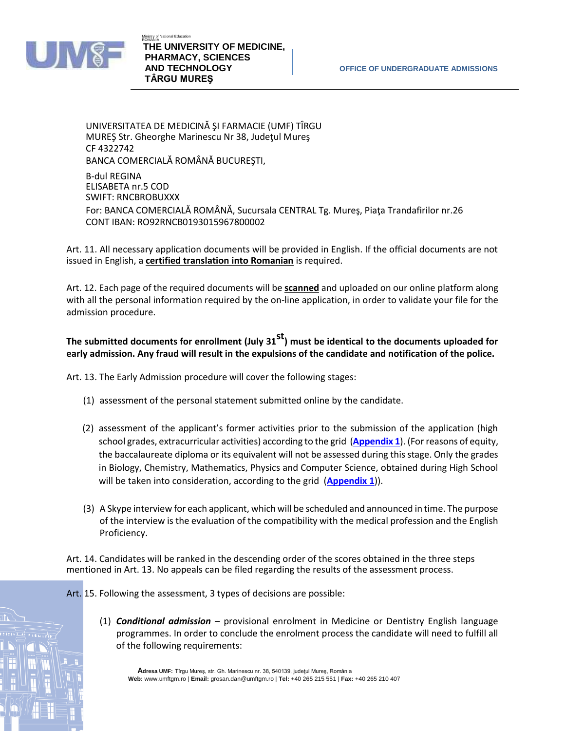UNIVERSITATEA DE MEDICINĂ ŞI FARMACIE (UMF) TÎRGU MUREŞ Str. Gheorghe Marinescu Nr 38, Judeţul Mureş
CF 4322742
BANCA COMERCIALĂ ROMÂNĂ BUCUREŞTI,

B-dul REGINA
ELISABETA nr.5 COD
SWIFT: RNCBROBUXXX
For: BANCA COMERCIALĂ ROMÂNĂ, Sucursala CENTRAL Tg. Mureş, Piaţa Trandafirilor nr.26
CONT IBAN: RO92RNCB0193015967800002

Art. 11. All necessary application documents will be provided in English. If the official documents are not issued in English, a **certified translation into Romanian** is required.

Art. 12. Each page of the required documents will be **scanned** and uploaded on our online platform along with all the personal information required by the on-line application, in order to validate your file for the admission procedure.

**The submitted documents for enrollment (July 31st) must be identical to the documents uploaded for early admission. Any fraud will result in the expulsions of the candidate and notification of the police.**

Art. 13. The Early Admission procedure will cover the following stages:

(1) assessment of the personal statement submitted online by the candidate.

(2) assessment of the applicant's former activities prior to the submission of the application (high school grades, extracurricular activities) according to the grid (**Appendix 1**). (For reasons of equity, the baccalaureate diploma or its equivalent will not be assessed during this stage. Only the grades in Biology, Chemistry, Mathematics, Physics and Computer Science, obtained during High School will be taken into consideration, according to the grid (**Appendix 1**)).

(3) A Skype interview for each applicant, which will be scheduled and announced in time. The purpose of the interview is the evaluation of the compatibility with the medical profession and the English Proficiency.

Art. 14. Candidates will be ranked in the descending order of the scores obtained in the three steps mentioned in Art. 13. No appeals can be filed regarding the results of the assessment process.

Art. 15. Following the assessment, 3 types of decisions are possible:

(1) ***Conditional admission*** – provisional enrolment in Medicine or Dentistry English language programmes. In order to conclude the enrolment process the candidate will need to fulfill all of the following requirements: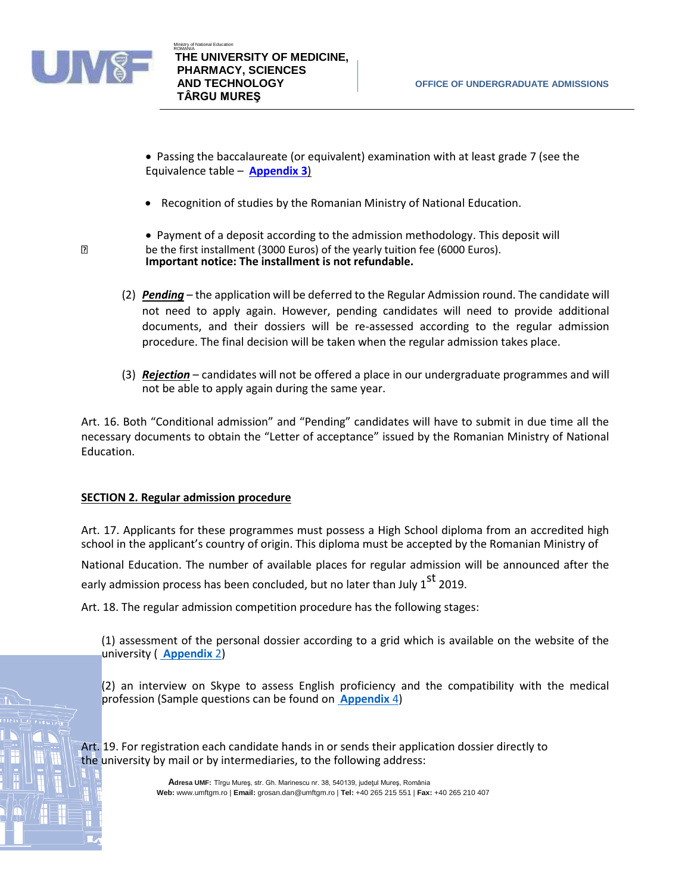- Passing the baccalaureate (or equivalent) examination with at least grade 7 (see the Equivalence table – **Appendix 3**)
- Recognition of studies by the Romanian Ministry of National Education.
- Payment of a deposit according to the admission methodology. This deposit will be the first installment (3000 Euros) of the yearly tuition fee (6000 Euros).
**Important notice: The installment is not refundable.**

(2) ***Pending*** – the application will be deferred to the Regular Admission round. The candidate will not need to apply again. However, pending candidates will need to provide additional documents, and their dossiers will be re-assessed according to the regular admission procedure. The final decision will be taken when the regular admission takes place.

(3) ***Rejection*** – candidates will not be offered a place in our undergraduate programmes and will not be able to apply again during the same year.

Art. 16. Both "Conditional admission" and "Pending" candidates will have to submit in due time all the necessary documents to obtain the "Letter of acceptance" issued by the Romanian Ministry of National Education.

## SECTION 2. Regular admission procedure

Art. 17. Applicants for these programmes must possess a High School diploma from an accredited high school in the applicant's country of origin. This diploma must be accepted by the Romanian Ministry of National Education. The number of available places for regular admission will be announced after the early admission process has been concluded, but no later than July 1st 2019.

Art. 18. The regular admission competition procedure has the following stages:

(1) assessment of the personal dossier according to a grid which is available on the website of the university ( **Appendix 2**)

(2) an interview on Skype to assess English proficiency and the compatibility with the medical profession (Sample questions can be found on **Appendix 4**)

Art. 19. For registration each candidate hands in or sends their application dossier directly to the university by mail or by intermediaries, to the following address: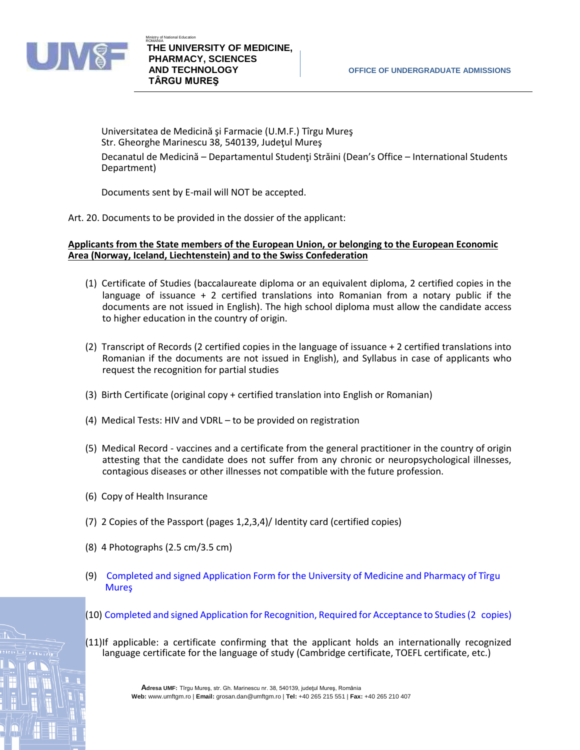Universitatea de Medicină şi Farmacie (U.M.F.) Tîrgu Mureş
Str. Gheorghe Marinescu 38, 540139, Judeţul Mureş

Decanatul de Medicină – Departamentul Studenţi Străini (Dean's Office – International Students Department)

Documents sent by E-mail will NOT be accepted.

Art. 20. Documents to be provided in the dossier of the applicant:

**Applicants from the State members of the European Union, or belonging to the European Economic Area (Norway, Iceland, Liechtenstein) and to the Swiss Confederation**

(1) Certificate of Studies (baccalaureate diploma or an equivalent diploma, 2 certified copies in the language of issuance + 2 certified translations into Romanian from a notary public if the documents are not issued in English). The high school diploma must allow the candidate access to higher education in the country of origin.

(2) Transcript of Records (2 certified copies in the language of issuance + 2 certified translations into Romanian if the documents are not issued in English), and Syllabus in case of applicants who request the recognition for partial studies

(3) Birth Certificate (original copy + certified translation into English or Romanian)

(4) Medical Tests: HIV and VDRL – to be provided on registration

(5) Medical Record - vaccines and a certificate from the general practitioner in the country of origin attesting that the candidate does not suffer from any chronic or neuropsychological illnesses, contagious diseases or other illnesses not compatible with the future profession.

(6) Copy of Health Insurance

(7) 2 Copies of the Passport (pages 1,2,3,4)/ Identity card (certified copies)

(8) 4 Photographs (2.5 cm/3.5 cm)

(9) Completed and signed Application Form for the University of Medicine and Pharmacy of Tîrgu Mureş

(10) Completed and signed Application for Recognition, Required for Acceptance to Studies (2 copies)

(11) If applicable: a certificate confirming that the applicant holds an internationally recognized language certificate for the language of study (Cambridge certificate, TOEFL certificate, etc.)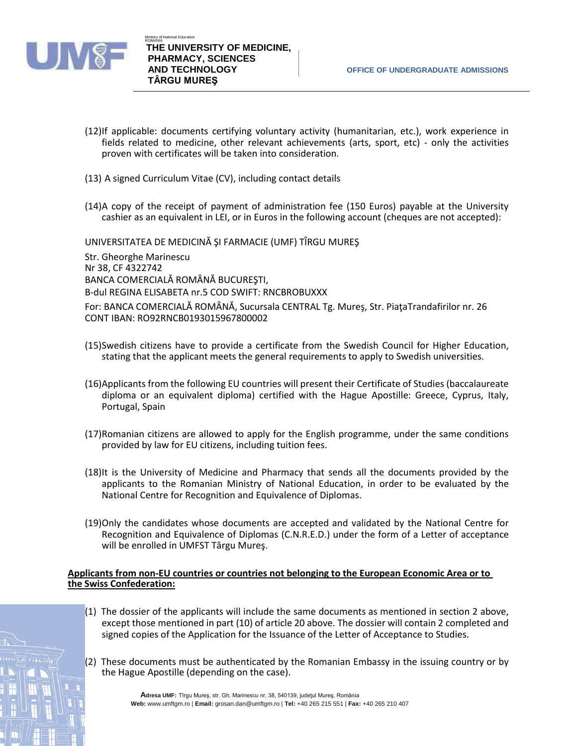(12)If applicable: documents certifying voluntary activity (humanitarian, etc.), work experience in fields related to medicine, other relevant achievements (arts, sport, etc) - only the activities proven with certificates will be taken into consideration.

(13) A signed Curriculum Vitae (CV), including contact details

(14)A copy of the receipt of payment of administration fee (150 Euros) payable at the University cashier as an equivalent in LEI, or in Euros in the following account (cheques are not accepted):

UNIVERSITATEA DE MEDICINĂ ŞI FARMACIE (UMF) TÎRGU MUREŞ

Str. Gheorghe Marinescu
Nr 38, CF 4322742
BANCA COMERCIALĂ ROMÂNĂ BUCUREŞTI,
B-dul REGINA ELISABETA nr.5 COD SWIFT: RNCBROBUXXX

For: BANCA COMERCIALĂ ROMÂNĂ, Sucursala CENTRAL Tg. Mureş, Str. PiaţaTrandafirilor nr. 26
CONT IBAN: RO92RNCB0193015967800002

(15)Swedish citizens have to provide a certificate from the Swedish Council for Higher Education, stating that the applicant meets the general requirements to apply to Swedish universities.

(16)Applicants from the following EU countries will present their Certificate of Studies (baccalaureate diploma or an equivalent diploma) certified with the Hague Apostille: Greece, Cyprus, Italy, Portugal, Spain

(17)Romanian citizens are allowed to apply for the English programme, under the same conditions provided by law for EU citizens, including tuition fees.

(18)It is the University of Medicine and Pharmacy that sends all the documents provided by the applicants to the Romanian Ministry of National Education, in order to be evaluated by the National Centre for Recognition and Equivalence of Diplomas.

(19)Only the candidates whose documents are accepted and validated by the National Centre for Recognition and Equivalence of Diplomas (C.N.R.E.D.) under the form of a Letter of acceptance will be enrolled in UMFST Târgu Mureş.

**Applicants from non-EU countries or countries not belonging to the European Economic Area or to the Swiss Confederation:**

(1) The dossier of the applicants will include the same documents as mentioned in section 2 above, except those mentioned in part (10) of article 20 above. The dossier will contain 2 completed and signed copies of the Application for the Issuance of the Letter of Acceptance to Studies.

(2) These documents must be authenticated by the Romanian Embassy in the issuing country or by the Hague Apostille (depending on the case).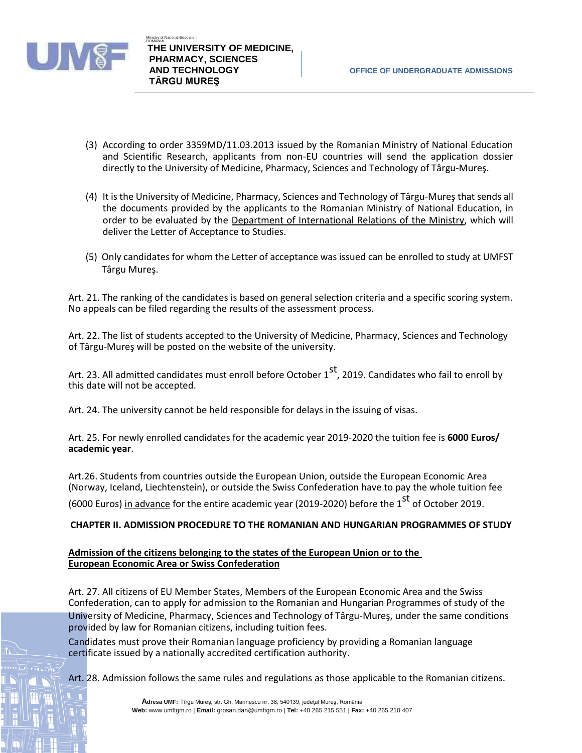(3) According to order 3359MD/11.03.2013 issued by the Romanian Ministry of National Education and Scientific Research, applicants from non-EU countries will send the application dossier directly to the University of Medicine, Pharmacy, Sciences and Technology of Târgu-Mureş.

(4) It is the University of Medicine, Pharmacy, Sciences and Technology of Târgu-Mureş that sends all the documents provided by the applicants to the Romanian Ministry of National Education, in order to be evaluated by the Department of International Relations of the Ministry, which will deliver the Letter of Acceptance to Studies.

(5) Only candidates for whom the Letter of acceptance was issued can be enrolled to study at UMFST Târgu Mureş.

Art. 21. The ranking of the candidates is based on general selection criteria and a specific scoring system. No appeals can be filed regarding the results of the assessment process.

Art. 22. The list of students accepted to the University of Medicine, Pharmacy, Sciences and Technology of Târgu-Mureş will be posted on the website of the university.

Art. 23. All admitted candidates must enroll before October 1st, 2019. Candidates who fail to enroll by this date will not be accepted.

Art. 24. The university cannot be held responsible for delays in the issuing of visas.

Art. 25. For newly enrolled candidates for the academic year 2019-2020 the tuition fee is **6000 Euros/ academic year**.

Art.26. Students from countries outside the European Union, outside the European Economic Area (Norway, Iceland, Liechtenstein), or outside the Swiss Confederation have to pay the whole tuition fee (6000 Euros) in advance for the entire academic year (2019-2020) before the 1st of October 2019.

## CHAPTER II. ADMISSION PROCEDURE TO THE ROMANIAN AND HUNGARIAN PROGRAMMES OF STUDY

**Admission of the citizens belonging to the states of the European Union or to the European Economic Area or Swiss Confederation**

Art. 27. All citizens of EU Member States, Members of the European Economic Area and the Swiss Confederation, can to apply for admission to the Romanian and Hungarian Programmes of study of the University of Medicine, Pharmacy, Sciences and Technology of Târgu-Mureş, under the same conditions provided by law for Romanian citizens, including tuition fees.

Candidates must prove their Romanian language proficiency by providing a Romanian language certificate issued by a nationally accredited certification authority.

Art. 28. Admission follows the same rules and regulations as those applicable to the Romanian citizens.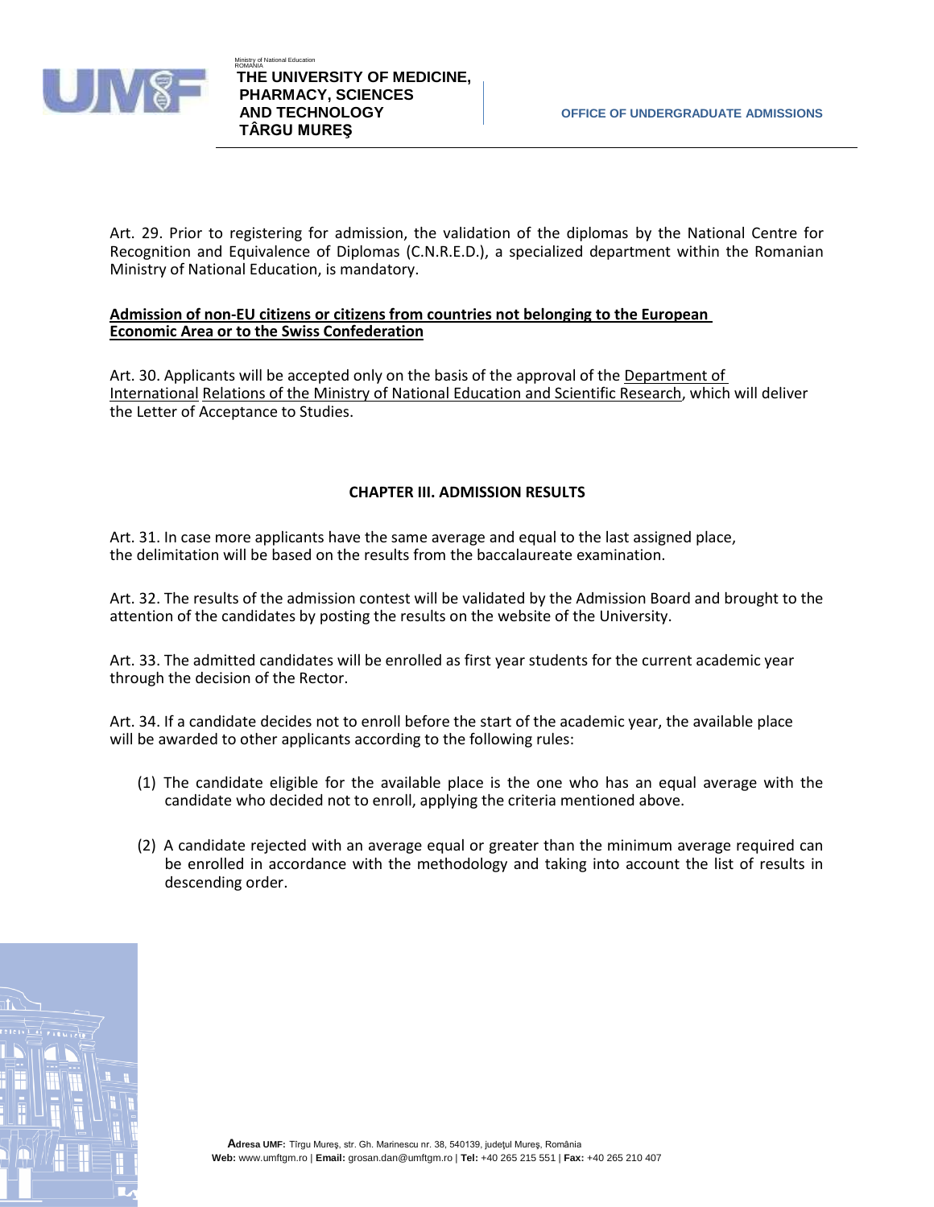Art. 29. Prior to registering for admission, the validation of the diplomas by the National Centre for Recognition and Equivalence of Diplomas (C.N.R.E.D.), a specialized department within the Romanian Ministry of National Education, is mandatory.

**Admission of non-EU citizens or citizens from countries not belonging to the European Economic Area or to the Swiss Confederation**

Art. 30. Applicants will be accepted only on the basis of the approval of the Department of International Relations of the Ministry of National Education and Scientific Research, which will deliver the Letter of Acceptance to Studies.

## CHAPTER III. ADMISSION RESULTS

Art. 31. In case more applicants have the same average and equal to the last assigned place, the delimitation will be based on the results from the baccalaureate examination.

Art. 32. The results of the admission contest will be validated by the Admission Board and brought to the attention of the candidates by posting the results on the website of the University.

Art. 33. The admitted candidates will be enrolled as first year students for the current academic year through the decision of the Rector.

Art. 34. If a candidate decides not to enroll before the start of the academic year, the available place will be awarded to other applicants according to the following rules:

(1) The candidate eligible for the available place is the one who has an equal average with the candidate who decided not to enroll, applying the criteria mentioned above.

(2) A candidate rejected with an average equal or greater than the minimum average required can be enrolled in accordance with the methodology and taking into account the list of results in descending order.